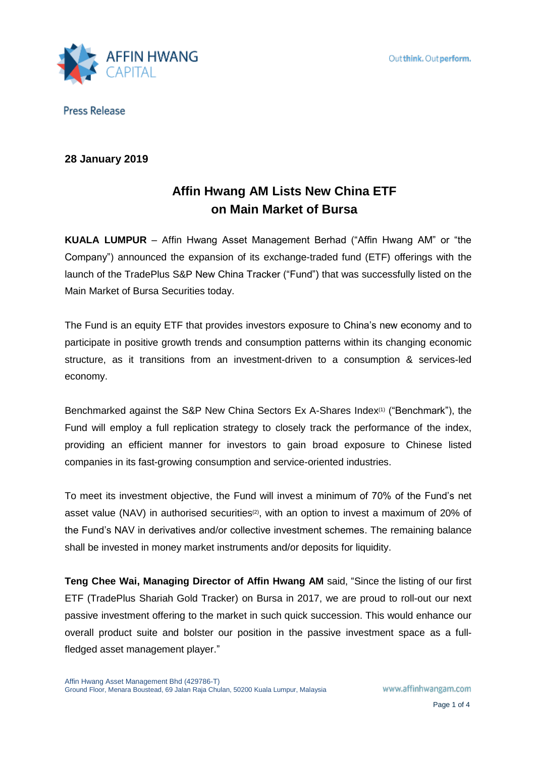Press Release

**28 January 2019**

# Affin Hwang AM Lists New China ETF on Main Market of Bursa

**KUALA LUMPUR** – Affin Hwang Asset Management Berhad ("Affin Hwang AM" or "the Company") announced the expansion of its exchange-traded fund (ETF) offerings with the launch of the TradePlus S&P New China Tracker ("Fund") that was successfully listed on the Main Market of Bursa Securities today.

The Fund is an equity ETF that provides investors exposure to China's new economy and to participate in positive growth trends and consumption patterns within its changing economic structure, as it transitions from an investment-driven to a consumption & services-led economy.

Benchmarked against the S&P New China Sectors Ex A-Shares Index[(1)] ("Benchmark"), the Fund will employ a full replication strategy to closely track the performance of the index, providing an efficient manner for investors to gain broad exposure to Chinese listed companies in its fast-growing consumption and service-oriented industries.

To meet its investment objective, the Fund will invest a minimum of 70% of the Fund's net asset value (NAV) in authorised securities[(2)], with an option to invest a maximum of 20% of the Fund's NAV in derivatives and/or collective investment schemes. The remaining balance shall be invested in money market instruments and/or deposits for liquidity.

**Teng Chee Wai, Managing Director of Affin Hwang AM** said, "Since the listing of our first ETF (TradePlus Shariah Gold Tracker) on Bursa in 2017, we are proud to roll-out our next passive investment offering to the market in such quick succession. This would enhance our overall product suite and bolster our position in the passive investment space as a full-fledged asset management player."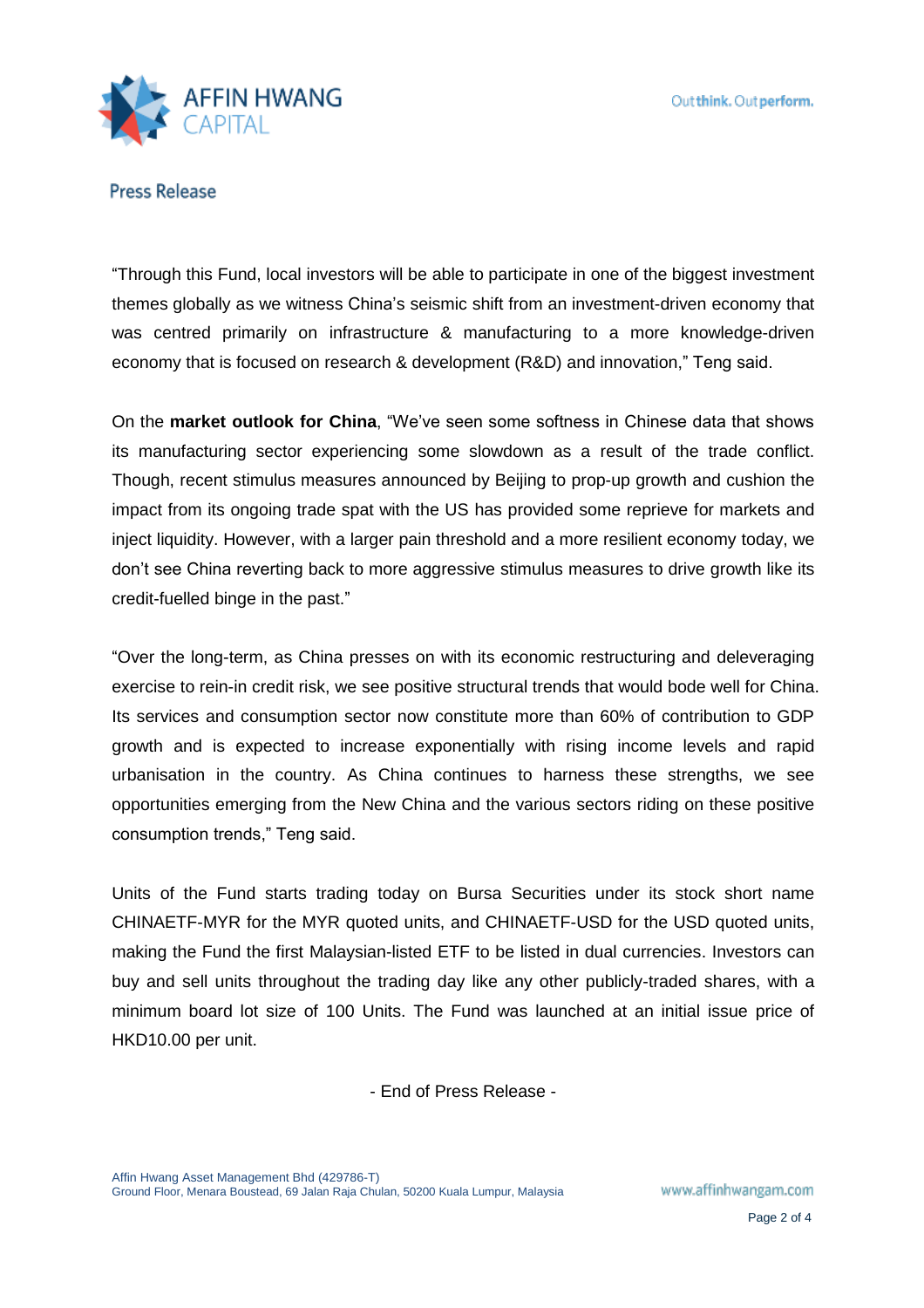"Through this Fund, local investors will be able to participate in one of the biggest investment themes globally as we witness China's seismic shift from an investment-driven economy that was centred primarily on infrastructure & manufacturing to a more knowledge-driven economy that is focused on research & development (R&D) and innovation," Teng said.

On the **market outlook for China**, "We've seen some softness in Chinese data that shows its manufacturing sector experiencing some slowdown as a result of the trade conflict. Though, recent stimulus measures announced by Beijing to prop-up growth and cushion the impact from its ongoing trade spat with the US has provided some reprieve for markets and inject liquidity. However, with a larger pain threshold and a more resilient economy today, we don't see China reverting back to more aggressive stimulus measures to drive growth like its credit-fuelled binge in the past."

"Over the long-term, as China presses on with its economic restructuring and deleveraging exercise to rein-in credit risk, we see positive structural trends that would bode well for China. Its services and consumption sector now constitute more than 60% of contribution to GDP growth and is expected to increase exponentially with rising income levels and rapid urbanisation in the country. As China continues to harness these strengths, we see opportunities emerging from the New China and the various sectors riding on these positive consumption trends," Teng said.

Units of the Fund starts trading today on Bursa Securities under its stock short name CHINAETF-MYR for the MYR quoted units, and CHINAETF-USD for the USD quoted units, making the Fund the first Malaysian-listed ETF to be listed in dual currencies. Investors can buy and sell units throughout the trading day like any other publicly-traded shares, with a minimum board lot size of 100 Units. The Fund was launched at an initial issue price of HKD10.00 per unit.

- End of Press Release -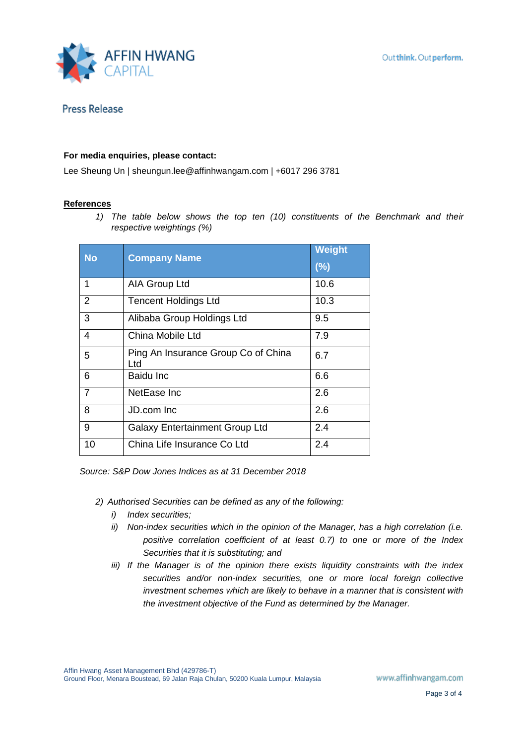Press Release

**For media enquiries, please contact:**

Lee Sheung Un | sheungun.lee@affinhwangam.com | +6017 296 3781

**References**

1) *The table below shows the top ten (10) constituents of the Benchmark and their respective weightings (%)*

| No | Company Name | Weight (%) |
|---|---|---|
| 1 | AIA Group Ltd | 10.6 |
| 2 | Tencent Holdings Ltd | 10.3 |
| 3 | Alibaba Group Holdings Ltd | 9.5 |
| 4 | China Mobile Ltd | 7.9 |
| 5 | Ping An Insurance Group Co of China Ltd | 6.7 |
| 6 | Baidu Inc | 6.6 |
| 7 | NetEase Inc | 2.6 |
| 8 | JD.com Inc | 2.6 |
| 9 | Galaxy Entertainment Group Ltd | 2.4 |
| 10 | China Life Insurance Co Ltd | 2.4 |

*Source: S&P Dow Jones Indices as at 31 December 2018*

2) *Authorised Securities can be defined as any of the following:*
   - *i) Index securities;*
   - *ii) Non-index securities which in the opinion of the Manager, has a high correlation (i.e. positive correlation coefficient of at least 0.7) to one or more of the Index Securities that it is substituting; and*
   - *iii) If the Manager is of the opinion there exists liquidity constraints with the index securities and/or non-index securities, one or more local foreign collective investment schemes which are likely to behave in a manner that is consistent with the investment objective of the Fund as determined by the Manager.*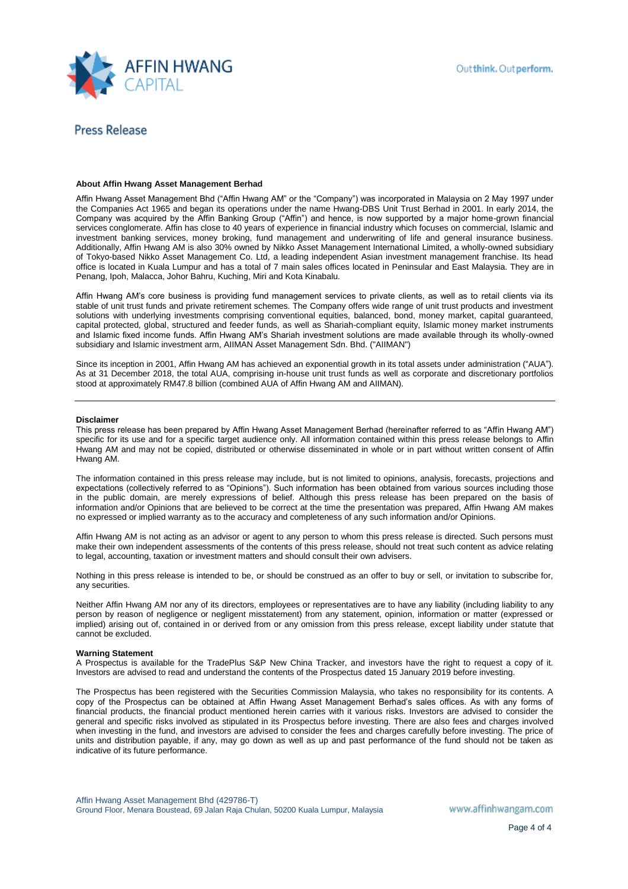Press Release

**About Affin Hwang Asset Management Berhad**

Affin Hwang Asset Management Bhd ("Affin Hwang AM" or the "Company") was incorporated in Malaysia on 2 May 1997 under the Companies Act 1965 and began its operations under the name Hwang-DBS Unit Trust Berhad in 2001. In early 2014, the Company was acquired by the Affin Banking Group ("Affin") and hence, is now supported by a major home-grown financial services conglomerate. Affin has close to 40 years of experience in financial industry which focuses on commercial, Islamic and investment banking services, money broking, fund management and underwriting of life and general insurance business. Additionally, Affin Hwang AM is also 30% owned by Nikko Asset Management International Limited, a wholly-owned subsidiary of Tokyo-based Nikko Asset Management Co. Ltd, a leading independent Asian investment management franchise. Its head office is located in Kuala Lumpur and has a total of 7 main sales offices located in Peninsular and East Malaysia. They are in Penang, Ipoh, Malacca, Johor Bahru, Kuching, Miri and Kota Kinabalu.

Affin Hwang AM's core business is providing fund management services to private clients, as well as to retail clients via its stable of unit trust funds and private retirement schemes. The Company offers wide range of unit trust products and investment solutions with underlying investments comprising conventional equities, balanced, bond, money market, capital guaranteed, capital protected, global, structured and feeder funds, as well as Shariah-compliant equity, Islamic money market instruments and Islamic fixed income funds. Affin Hwang AM's Shariah investment solutions are made available through its wholly-owned subsidiary and Islamic investment arm, AIIMAN Asset Management Sdn. Bhd. ("AIIMAN")

Since its inception in 2001, Affin Hwang AM has achieved an exponential growth in its total assets under administration ("AUA"). As at 31 December 2018, the total AUA, comprising in-house unit trust funds as well as corporate and discretionary portfolios stood at approximately RM47.8 billion (combined AUA of Affin Hwang AM and AIIMAN).

---

**Disclaimer**

This press release has been prepared by Affin Hwang Asset Management Berhad (hereinafter referred to as "Affin Hwang AM") specific for its use and for a specific target audience only. All information contained within this press release belongs to Affin Hwang AM and may not be copied, distributed or otherwise disseminated in whole or in part without written consent of Affin Hwang AM.

The information contained in this press release may include, but is not limited to opinions, analysis, forecasts, projections and expectations (collectively referred to as "Opinions"). Such information has been obtained from various sources including those in the public domain, are merely expressions of belief. Although this press release has been prepared on the basis of information and/or Opinions that are believed to be correct at the time the presentation was prepared, Affin Hwang AM makes no expressed or implied warranty as to the accuracy and completeness of any such information and/or Opinions.

Affin Hwang AM is not acting as an advisor or agent to any person to whom this press release is directed. Such persons must make their own independent assessments of the contents of this press release, should not treat such content as advice relating to legal, accounting, taxation or investment matters and should consult their own advisers.

Nothing in this press release is intended to be, or should be construed as an offer to buy or sell, or invitation to subscribe for, any securities.

Neither Affin Hwang AM nor any of its directors, employees or representatives are to have any liability (including liability to any person by reason of negligence or negligent misstatement) from any statement, opinion, information or matter (expressed or implied) arising out of, contained in or derived from or any omission from this press release, except liability under statute that cannot be excluded.

**Warning Statement**

A Prospectus is available for the TradePlus S&P New China Tracker, and investors have the right to request a copy of it. Investors are advised to read and understand the contents of the Prospectus dated 15 January 2019 before investing.

The Prospectus has been registered with the Securities Commission Malaysia, who takes no responsibility for its contents. A copy of the Prospectus can be obtained at Affin Hwang Asset Management Berhad's sales offices. As with any forms of financial products, the financial product mentioned herein carries with it various risks. Investors are advised to consider the general and specific risks involved as stipulated in its Prospectus before investing. There are also fees and charges involved when investing in the fund, and investors are advised to consider the fees and charges carefully before investing. The price of units and distribution payable, if any, may go down as well as up and past performance of the fund should not be taken as indicative of its future performance.

Affin Hwang Asset Management Bhd (429786-T)
Ground Floor, Menara Boustead, 69 Jalan Raja Chulan, 50200 Kuala Lumpur, Malaysia